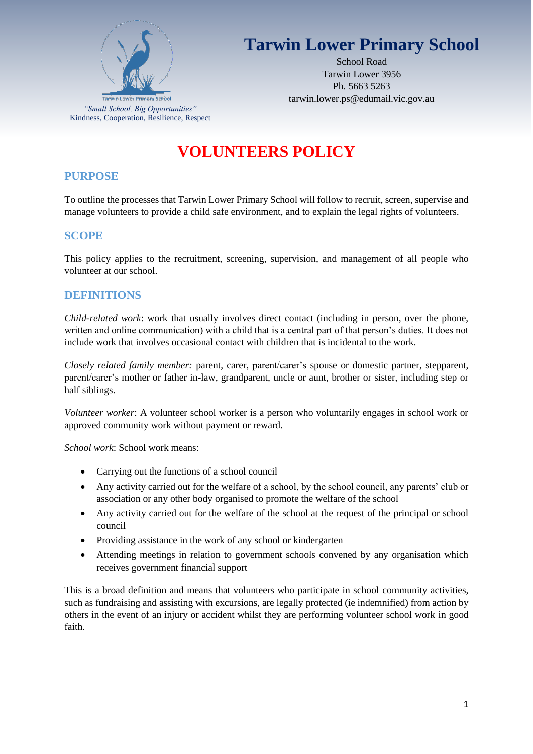Tarwin Lower Primary School

*"Small School, Big Opportunities"*
Kindness, Cooperation, Resilience, Respect

# Tarwin Lower Primary School

School Road
Tarwin Lower 3956
Ph. 5663 5263
tarwin.lower.ps@edumail.vic.gov.au

# VOLUNTEERS POLICY

## PURPOSE

To outline the processes that Tarwin Lower Primary School will follow to recruit, screen, supervise and manage volunteers to provide a child safe environment, and to explain the legal rights of volunteers.

## SCOPE

This policy applies to the recruitment, screening, supervision, and management of all people who volunteer at our school.

## DEFINITIONS

*Child-related work*: work that usually involves direct contact (including in person, over the phone, written and online communication) with a child that is a central part of that person's duties. It does not include work that involves occasional contact with children that is incidental to the work.

*Closely related family member:* parent, carer, parent/carer's spouse or domestic partner, stepparent, parent/carer's mother or father in-law, grandparent, uncle or aunt, brother or sister, including step or half siblings.

*Volunteer worker*: A volunteer school worker is a person who voluntarily engages in school work or approved community work without payment or reward.

*School work*: School work means:

- Carrying out the functions of a school council
- Any activity carried out for the welfare of a school, by the school council, any parents' club or association or any other body organised to promote the welfare of the school
- Any activity carried out for the welfare of the school at the request of the principal or school council
- Providing assistance in the work of any school or kindergarten
- Attending meetings in relation to government schools convened by any organisation which receives government financial support

This is a broad definition and means that volunteers who participate in school community activities, such as fundraising and assisting with excursions, are legally protected (ie indemnified) from action by others in the event of an injury or accident whilst they are performing volunteer school work in good faith.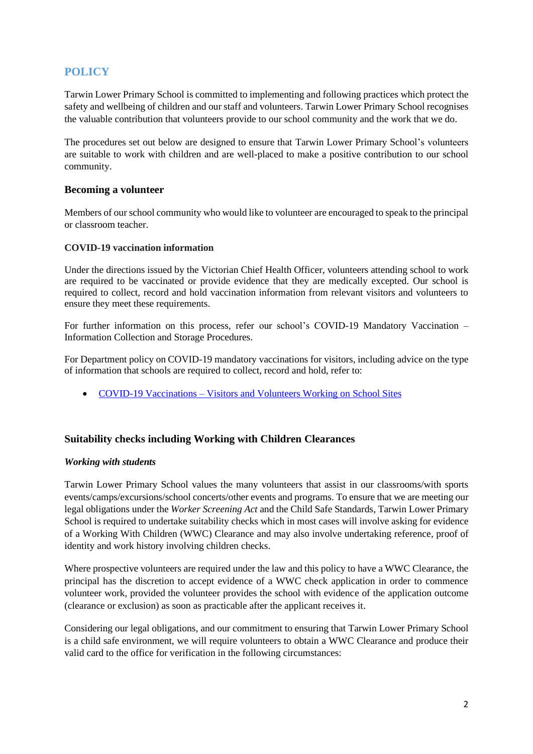## POLICY

Tarwin Lower Primary School is committed to implementing and following practices which protect the safety and wellbeing of children and our staff and volunteers. Tarwin Lower Primary School recognises the valuable contribution that volunteers provide to our school community and the work that we do.

The procedures set out below are designed to ensure that Tarwin Lower Primary School's volunteers are suitable to work with children and are well-placed to make a positive contribution to our school community.

### Becoming a volunteer

Members of our school community who would like to volunteer are encouraged to speak to the principal or classroom teacher.

#### COVID-19 vaccination information

Under the directions issued by the Victorian Chief Health Officer, volunteers attending school to work are required to be vaccinated or provide evidence that they are medically excepted. Our school is required to collect, record and hold vaccination information from relevant visitors and volunteers to ensure they meet these requirements.

For further information on this process, refer our school's COVID-19 Mandatory Vaccination – Information Collection and Storage Procedures.

For Department policy on COVID-19 mandatory vaccinations for visitors, including advice on the type of information that schools are required to collect, record and hold, refer to:

- COVID-19 Vaccinations – Visitors and Volunteers Working on School Sites

### Suitability checks including Working with Children Clearances

#### *Working with students*

Tarwin Lower Primary School values the many volunteers that assist in our classrooms/with sports events/camps/excursions/school concerts/other events and programs. To ensure that we are meeting our legal obligations under the *Worker Screening Act* and the Child Safe Standards, Tarwin Lower Primary School is required to undertake suitability checks which in most cases will involve asking for evidence of a Working With Children (WWC) Clearance and may also involve undertaking reference, proof of identity and work history involving children checks.

Where prospective volunteers are required under the law and this policy to have a WWC Clearance, the principal has the discretion to accept evidence of a WWC check application in order to commence volunteer work, provided the volunteer provides the school with evidence of the application outcome (clearance or exclusion) as soon as practicable after the applicant receives it.

Considering our legal obligations, and our commitment to ensuring that Tarwin Lower Primary School is a child safe environment, we will require volunteers to obtain a WWC Clearance and produce their valid card to the office for verification in the following circumstances: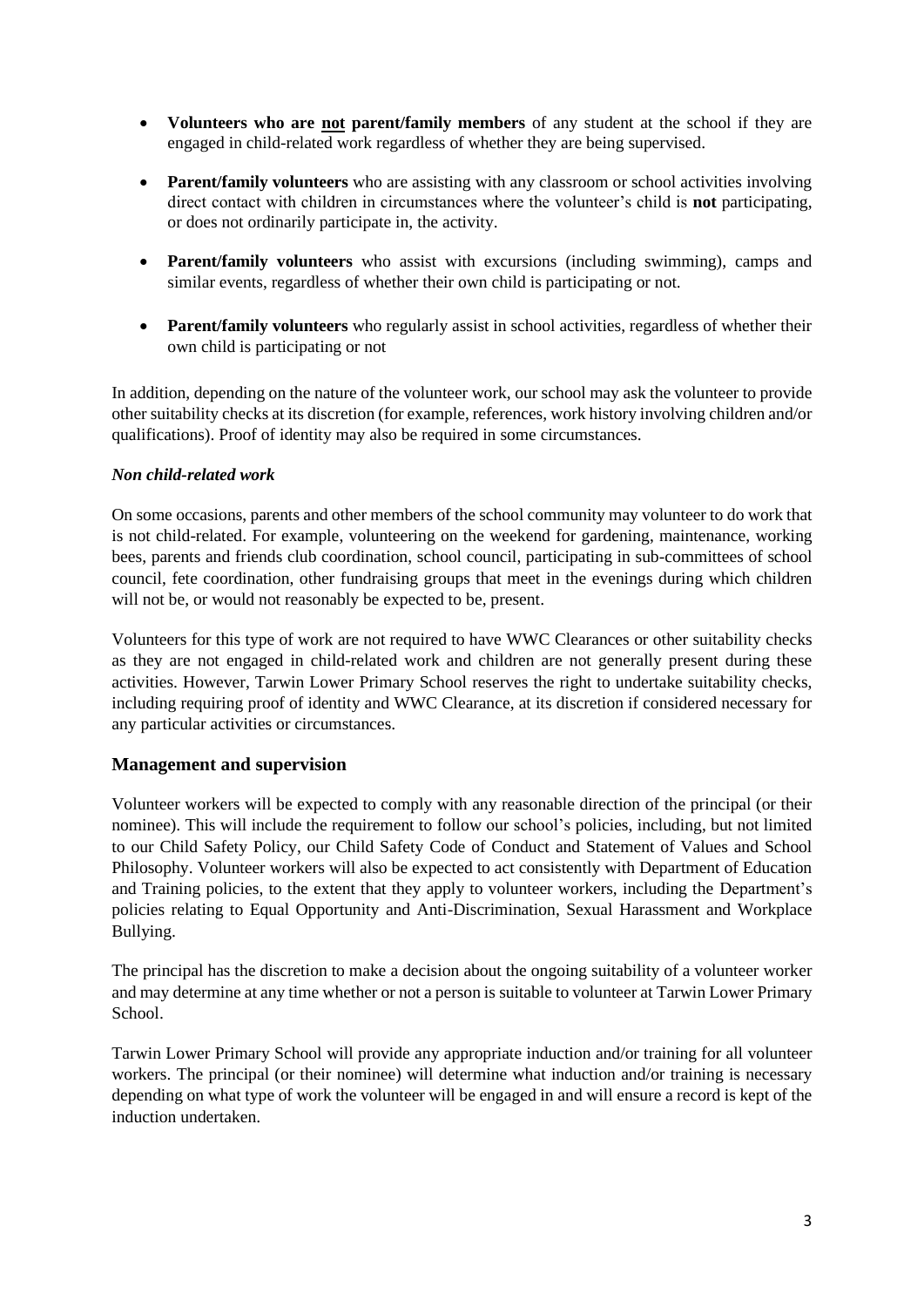- **Volunteers who are <u>not</u> parent/family members** of any student at the school if they are engaged in child-related work regardless of whether they are being supervised.

- **Parent/family volunteers** who are assisting with any classroom or school activities involving direct contact with children in circumstances where the volunteer's child is **not** participating, or does not ordinarily participate in, the activity.

- **Parent/family volunteers** who assist with excursions (including swimming), camps and similar events, regardless of whether their own child is participating or not.

- **Parent/family volunteers** who regularly assist in school activities, regardless of whether their own child is participating or not

In addition, depending on the nature of the volunteer work, our school may ask the volunteer to provide other suitability checks at its discretion (for example, references, work history involving children and/or qualifications). Proof of identity may also be required in some circumstances.

***Non child-related work***

On some occasions, parents and other members of the school community may volunteer to do work that is not child-related. For example, volunteering on the weekend for gardening, maintenance, working bees, parents and friends club coordination, school council, participating in sub-committees of school council, fete coordination, other fundraising groups that meet in the evenings during which children will not be, or would not reasonably be expected to be, present.

Volunteers for this type of work are not required to have WWC Clearances or other suitability checks as they are not engaged in child-related work and children are not generally present during these activities. However, Tarwin Lower Primary School reserves the right to undertake suitability checks, including requiring proof of identity and WWC Clearance, at its discretion if considered necessary for any particular activities or circumstances.

## Management and supervision

Volunteer workers will be expected to comply with any reasonable direction of the principal (or their nominee). This will include the requirement to follow our school's policies, including, but not limited to our Child Safety Policy, our Child Safety Code of Conduct and Statement of Values and School Philosophy. Volunteer workers will also be expected to act consistently with Department of Education and Training policies, to the extent that they apply to volunteer workers, including the Department's policies relating to Equal Opportunity and Anti-Discrimination, Sexual Harassment and Workplace Bullying.

The principal has the discretion to make a decision about the ongoing suitability of a volunteer worker and may determine at any time whether or not a person is suitable to volunteer at Tarwin Lower Primary School.

Tarwin Lower Primary School will provide any appropriate induction and/or training for all volunteer workers. The principal (or their nominee) will determine what induction and/or training is necessary depending on what type of work the volunteer will be engaged in and will ensure a record is kept of the induction undertaken.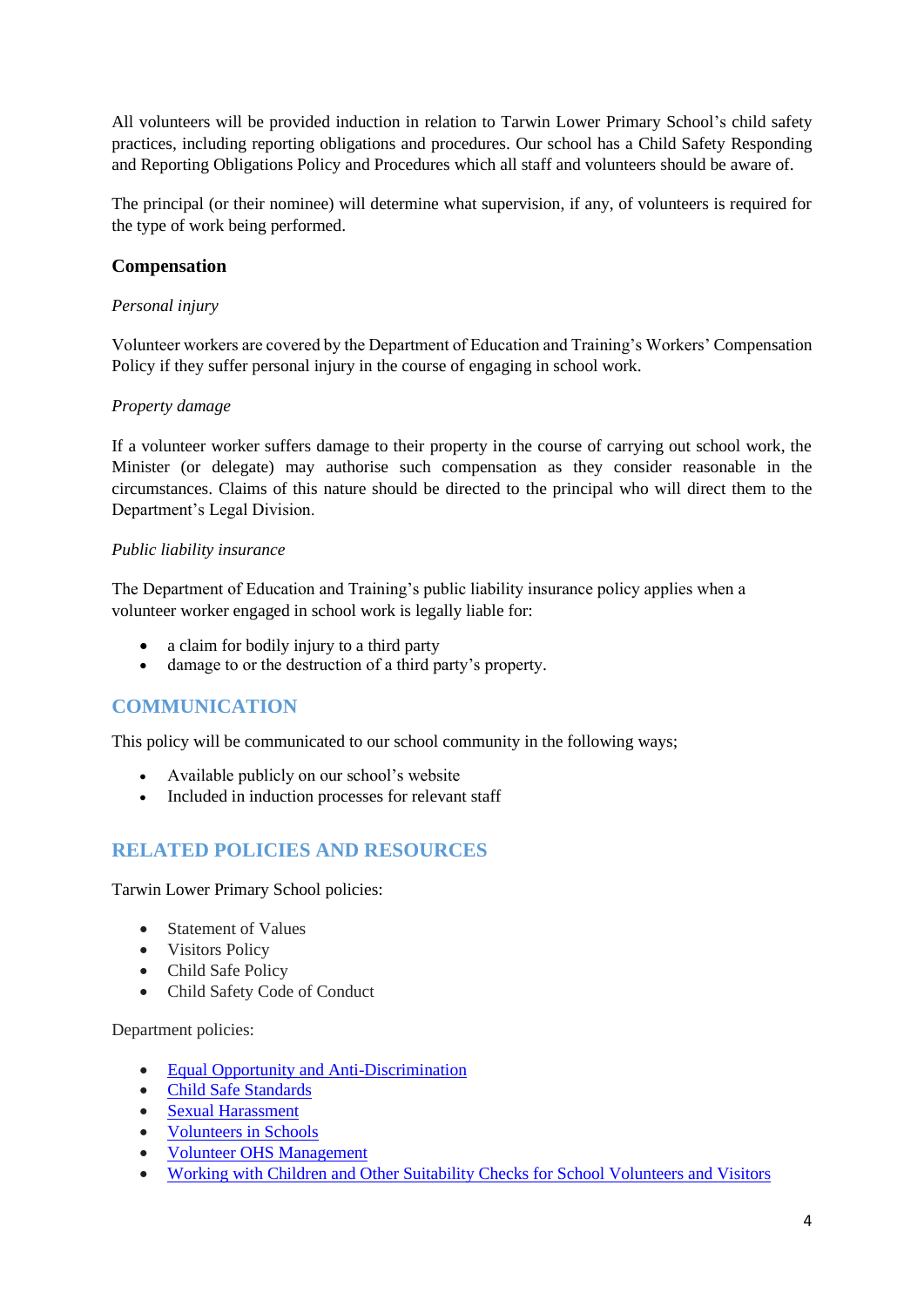All volunteers will be provided induction in relation to Tarwin Lower Primary School's child safety practices, including reporting obligations and procedures. Our school has a Child Safety Responding and Reporting Obligations Policy and Procedures which all staff and volunteers should be aware of.

The principal (or their nominee) will determine what supervision, if any, of volunteers is required for the type of work being performed.

### Compensation

*Personal injury*

Volunteer workers are covered by the Department of Education and Training's Workers' Compensation Policy if they suffer personal injury in the course of engaging in school work.

*Property damage*

If a volunteer worker suffers damage to their property in the course of carrying out school work, the Minister (or delegate) may authorise such compensation as they consider reasonable in the circumstances. Claims of this nature should be directed to the principal who will direct them to the Department's Legal Division.

*Public liability insurance*

The Department of Education and Training's public liability insurance policy applies when a volunteer worker engaged in school work is legally liable for:

- a claim for bodily injury to a third party
- damage to or the destruction of a third party's property.

## COMMUNICATION

This policy will be communicated to our school community in the following ways;

- Available publicly on our school's website
- Included in induction processes for relevant staff

## RELATED POLICIES AND RESOURCES

Tarwin Lower Primary School policies:

- Statement of Values
- Visitors Policy
- Child Safe Policy
- Child Safety Code of Conduct

Department policies:

- Equal Opportunity and Anti-Discrimination
- Child Safe Standards
- Sexual Harassment
- Volunteers in Schools
- Volunteer OHS Management
- Working with Children and Other Suitability Checks for School Volunteers and Visitors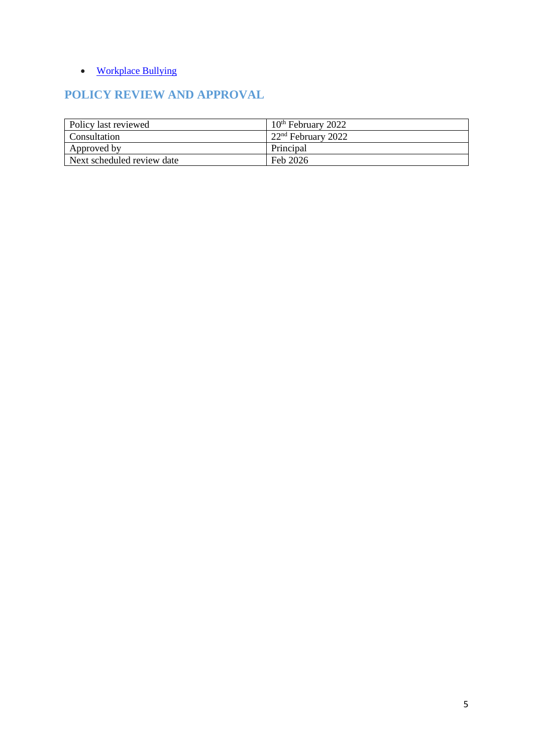- [Workplace Bullying]

## POLICY REVIEW AND APPROVAL

| | |
|---|---|
| Policy last reviewed | 10th February 2022 |
| Consultation | 22nd February 2022 |
| Approved by | Principal |
| Next scheduled review date | Feb 2026 |